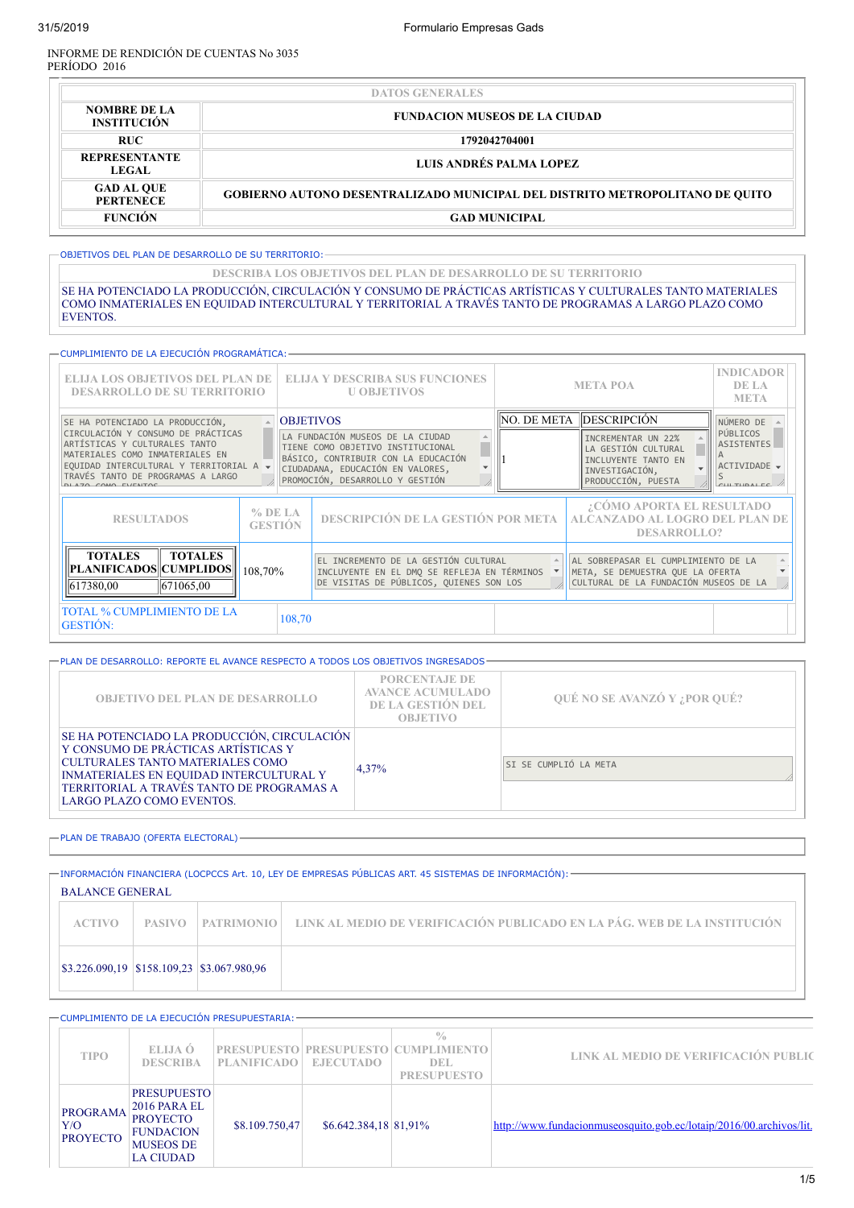INFORME DE RENDICIÓN DE CUENTAS No 3035
PERÍODO 2016

| DATOS GENERALES | |
|---|---|
| NOMBRE DE LA INSTITUCIÓN | FUNDACION MUSEOS DE LA CIUDAD |
| RUC | 1792042704001 |
| REPRESENTANTE LEGAL | LUIS ANDRÉS PALMA LOPEZ |
| GAD AL QUE PERTENECE | GOBIERNO AUTONO DESENTRALIZADO MUNICIPAL DEL DISTRITO METROPOLITANO DE QUITO |
| FUNCIÓN | GAD MUNICIPAL |

## OBJETIVOS DEL PLAN DE DESARROLLO DE SU TERRITORIO:

| DESCRIBA LOS OBJETIVOS DEL PLAN DE DESARROLLO DE SU TERRITORIO |
|---|
| SE HA POTENCIADO LA PRODUCCIÓN, CIRCULACIÓN Y CONSUMO DE PRÁCTICAS ARTÍSTICAS Y CULTURALES TANTO MATERIALES COMO INMATERIALES EN EQUIDAD INTERCULTURAL Y TERRITORIAL A TRAVÉS TANTO DE PROGRAMAS A LARGO PLAZO COMO EVENTOS. |

## CUMPLIMIENTO DE LA EJECUCIÓN PROGRAMÁTICA:

| ELIJA LOS OBJETIVOS DEL PLAN DE DESARROLLO DE SU TERRITORIO | ELIJA Y DESCRIBA SUS FUNCIONES U OBJETIVOS | META POA | | INDICADOR DE LA META |
|---|---|---|---|---|
| | | NO. DE META | DESCRIPCIÓN | |
| SE HA POTENCIADO LA PRODUCCIÓN, CIRCULACIÓN Y CONSUMO DE PRÁCTICAS ARTÍSTICAS Y CULTURALES TANTO MATERIALES COMO INMATERIALES EN EQUIDAD INTERCULTURAL Y TERRITORIAL A TRAVÉS TANTO DE PROGRAMAS A LARGO PLAZO COMO EVENTOS | OBJETIVOS: LA FUNDACIÓN MUSEOS DE LA CIUDAD TIENE COMO OBJETIVO INSTITUCIONAL BÁSICO, CONTRIBUIR CON LA EDUCACIÓN CIUDADANA, EDUCACIÓN EN VALORES, PROMOCIÓN, DESARROLLO Y GESTIÓN | 1 | INCREMENTAR UN 22% LA GESTIÓN CULTURAL INCLUYENTE TANTO EN INVESTIGACIÓN, PRODUCCIÓN, PUESTA | NÚMERO DE PÚBLICOS ASISTENTES A ACTIVIDADES CULTURALES |

| RESULTADOS | | % DE LA GESTIÓN | DESCRIPCIÓN DE LA GESTIÓN POR META | ¿CÓMO APORTA EL RESULTADO ALCANZADO AL LOGRO DEL PLAN DE DESARROLLO? |
|---|---|---|---|---|
| TOTALES PLANIFICADOS | TOTALES CUMPLIDOS | | | |
| 617380,00 | 671065,00 | 108,70% | EL INCREMENTO DE LA GESTIÓN CULTURAL INCLUYENTE EN EL DMQ SE REFLEJA EN TÉRMINOS DE VISITAS DE PÚBLICOS, QUIENES SON LOS | AL SOBREPASAR EL CUMPLIMIENTO DE LA META, SE DEMUESTRA QUE LA OFERTA CULTURAL DE LA FUNDACIÓN MUSEOS DE LA |

| TOTAL % CUMPLIMIENTO DE LA GESTIÓN: | 108,70 |
|---|---|

## PLAN DE DESARROLLO: REPORTE EL AVANCE RESPECTO A TODOS LOS OBJETIVOS INGRESADOS

| OBJETIVO DEL PLAN DE DESARROLLO | PORCENTAJE DE AVANCE ACUMULADO DE LA GESTIÓN DEL OBJETIVO | QUÉ NO SE AVANZÓ Y ¿POR QUÉ? |
|---|---|---|
| SE HA POTENCIADO LA PRODUCCIÓN, CIRCULACIÓN Y CONSUMO DE PRÁCTICAS ARTÍSTICAS Y CULTURALES TANTO MATERIALES COMO INMATERIALES EN EQUIDAD INTERCULTURAL Y TERRITORIAL A TRAVÉS TANTO DE PROGRAMAS A LARGO PLAZO COMO EVENTOS. | 4,37% | SI SE CUMPLIÓ LA META |

## PLAN DE TRABAJO (OFERTA ELECTORAL)

## INFORMACIÓN FINANCIERA (LOCPCCS Art. 10, LEY DE EMPRESAS PÚBLICAS ART. 45 SISTEMAS DE INFORMACIÓN):

BALANCE GENERAL

| ACTIVO | PASIVO | PATRIMONIO | LINK AL MEDIO DE VERIFICACIÓN PUBLICADO EN LA PÁG. WEB DE LA INSTITUCIÓN |
|---|---|---|---|
| $3.226.090,19 | $158.109,23 | $3.067.980,96 | |

## CUMPLIMIENTO DE LA EJECUCIÓN PRESUPUESTARIA:

| TIPO | ELIJA Ó DESCRIBA | PRESUPUESTO PLANIFICADO | PRESUPUESTO EJECUTADO | % CUMPLIMIENTO DEL PRESUPUESTO | LINK AL MEDIO DE VERIFICACIÓN PUBLIC |
|---|---|---|---|---|---|
| PROGRAMA Y/O PROYECTO | PRESUPUESTO 2016 PARA EL PROYECTO FUNDACION MUSEOS DE LA CIUDAD | $8.109.750,47 | $6.642.384,18 | 81,91% | http://www.fundacionmuseosquito.gob.ec/lotaip/2016/00.archivos/lit. |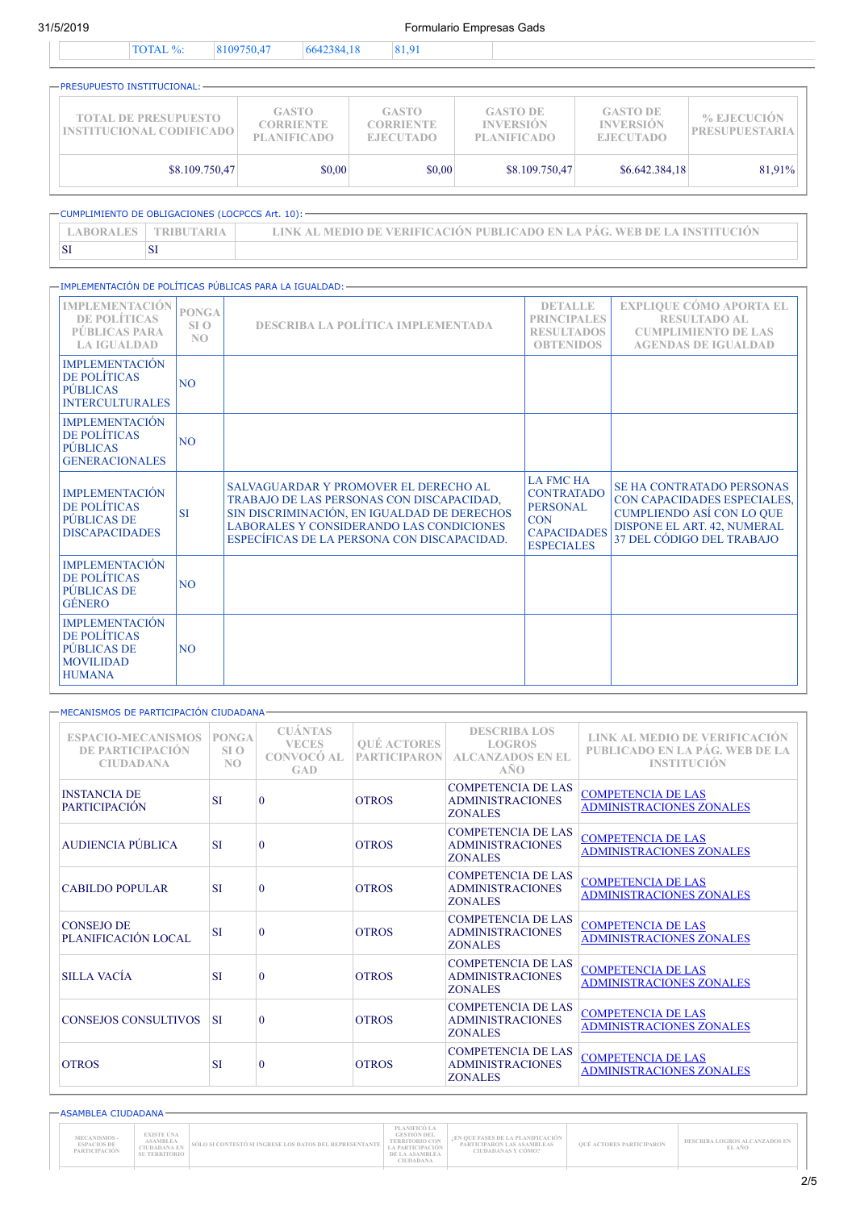| | TOTAL %: | 8109750,47 | 6642384,18 | 81,91 | |
|---|---|---|---|---|---|

PRESUPUESTO INSTITUCIONAL:

| TOTAL DE PRESUPUESTO INSTITUCIONAL CODIFICADO | GASTO CORRIENTE PLANIFICADO | GASTO CORRIENTE EJECUTADO | GASTO DE INVERSIÓN PLANIFICADO | GASTO DE INVERSIÓN EJECUTADO | % EJECUCIÓN PRESUPUESTARIA |
|---|---|---|---|---|---|
| $8.109.750,47 | $0,00 | $0,00 | $8.109.750,47 | $6.642.384,18 | 81,91% |

CUMPLIMIENTO DE OBLIGACIONES (LOCPCCS Art. 10):

| LABORALES | TRIBUTARIA | LINK AL MEDIO DE VERIFICACIÓN PUBLICADO EN LA PÁG. WEB DE LA INSTITUCIÓN |
|---|---|---|
| SI | SI | |

IMPLEMENTACIÓN DE POLÍTICAS PÚBLICAS PARA LA IGUALDAD:

| IMPLEMENTACIÓN DE POLÍTICAS PÚBLICAS PARA LA IGUALDAD | PONGA SI O NO | DESCRIBA LA POLÍTICA IMPLEMENTADA | DETALLE PRINCIPALES RESULTADOS OBTENIDOS | EXPLIQUE CÓMO APORTA EL RESULTADO AL CUMPLIMIENTO DE LAS AGENDAS DE IGUALDAD |
|---|---|---|---|---|
| IMPLEMENTACIÓN DE POLÍTICAS PÚBLICAS INTERCULTURALES | NO | | | |
| IMPLEMENTACIÓN DE POLÍTICAS PÚBLICAS GENERACIONALES | NO | | | |
| IMPLEMENTACIÓN DE POLÍTICAS PÚBLICAS DE DISCAPACIDADES | SI | SALVAGUARDAR Y PROMOVER EL DERECHO AL TRABAJO DE LAS PERSONAS CON DISCAPACIDAD, SIN DISCRIMINACIÓN, EN IGUALDAD DE DERECHOS LABORALES Y CONSIDERANDO LAS CONDICIONES ESPECÍFICAS DE LA PERSONA CON DISCAPACIDAD. | LA FMC HA CONTRATADO PERSONAL CON CAPACIDADES ESPECIALES | SE HA CONTRATADO PERSONAS CON CAPACIDADES ESPECIALES, CUMPLIENDO ASÍ CON LO QUE DISPONE EL ART. 42, NUMERAL 37 DEL CÓDIGO DEL TRABAJO |
| IMPLEMENTACIÓN DE POLÍTICAS PÚBLICAS DE GÉNERO | NO | | | |
| IMPLEMENTACIÓN DE POLÍTICAS PÚBLICAS DE MOVILIDAD HUMANA | NO | | | |

MECANISMOS DE PARTICIPACIÓN CIUDADANA

| ESPACIO-MECANISMOS DE PARTICIPACIÓN CIUDADANA | PONGA SI O NO | CUÁNTAS VECES CONVOCÓ AL GAD | QUÉ ACTORES PARTICIPARON | DESCRIBA LOS LOGROS ALCANZADOS EN EL AÑO | LINK AL MEDIO DE VERIFICACIÓN PUBLICADO EN LA PÁG. WEB DE LA INSTITUCIÓN |
|---|---|---|---|---|---|
| INSTANCIA DE PARTICIPACIÓN | SI | 0 | OTROS | COMPETENCIA DE LAS ADMINISTRACIONES ZONALES | COMPETENCIA DE LAS ADMINISTRACIONES ZONALES |
| AUDIENCIA PÚBLICA | SI | 0 | OTROS | COMPETENCIA DE LAS ADMINISTRACIONES ZONALES | COMPETENCIA DE LAS ADMINISTRACIONES ZONALES |
| CABILDO POPULAR | SI | 0 | OTROS | COMPETENCIA DE LAS ADMINISTRACIONES ZONALES | COMPETENCIA DE LAS ADMINISTRACIONES ZONALES |
| CONSEJO DE PLANIFICACIÓN LOCAL | SI | 0 | OTROS | COMPETENCIA DE LAS ADMINISTRACIONES ZONALES | COMPETENCIA DE LAS ADMINISTRACIONES ZONALES |
| SILLA VACÍA | SI | 0 | OTROS | COMPETENCIA DE LAS ADMINISTRACIONES ZONALES | COMPETENCIA DE LAS ADMINISTRACIONES ZONALES |
| CONSEJOS CONSULTIVOS | SI | 0 | OTROS | COMPETENCIA DE LAS ADMINISTRACIONES ZONALES | COMPETENCIA DE LAS ADMINISTRACIONES ZONALES |
| OTROS | SI | 0 | OTROS | COMPETENCIA DE LAS ADMINISTRACIONES ZONALES | COMPETENCIA DE LAS ADMINISTRACIONES ZONALES |

ASAMBLEA CIUDADANA

| MECANISMOS - ESPACIOS DE PARTICIPACIÓN | EXISTE UNA ASAMBLEA CIUDADANA EN SU TERRITORIO | SÓLO SI CONTESTÓ SI INGRESE LOS DATOS DEL REPRESENTANTE | PLANIFICÓ LA GESTIÓN DEL TERRITORIO CON LA PARTICIPACIÓN DE LA ASAMBLEA CIUDADANA | ¿EN QUE FASES DE LA PLANIFICACIÓN PARTICIPARON LAS ASAMBLEAS CIUDADANAS Y CÓMO? | QUÉ ACTORES PARTICIPARON | DESCRIBA LOGROS ALCANZADOS EN EL AÑO |
|---|---|---|---|---|---|---|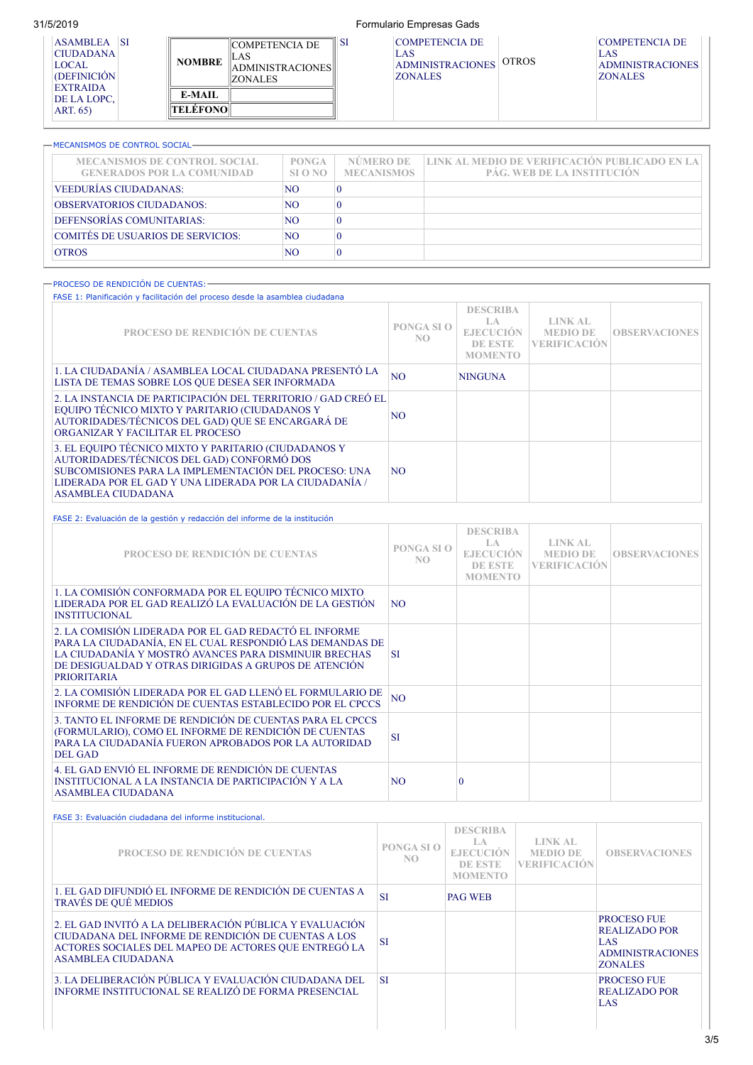| ASAMBLEA CIUDADANA LOCAL (DEFINICIÓN EXTRAIDA DE LA LOPC, ART. 65) | SI | **NOMBRE**: COMPETENCIA DE LAS ADMINISTRACIONES ZONALES<br>**E-MAIL**:<br>**TELÉFONO**: | SI | COMPETENCIA DE LAS ADMINISTRACIONES ZONALES | OTROS | COMPETENCIA DE LAS ADMINISTRACIONES ZONALES |
|---|---|---|---|---|---|---|

MECANISMOS DE CONTROL SOCIAL

| MECANISMOS DE CONTROL SOCIAL GENERADOS POR LA COMUNIDAD | PONGA SI O NO | NÚMERO DE MECANISMOS | LINK AL MEDIO DE VERIFICACIÓN PUBLICADO EN LA PÁG. WEB DE LA INSTITUCIÓN |
|---|---|---|---|
| VEEDURÍAS CIUDADANAS: | NO | 0 | |
| OBSERVATORIOS CIUDADANOS: | NO | 0 | |
| DEFENSORÍAS COMUNITARIAS: | NO | 0 | |
| COMITÉS DE USUARIOS DE SERVICIOS: | NO | 0 | |
| OTROS | NO | 0 | |

PROCESO DE RENDICIÓN DE CUENTAS:

FASE 1: Planificación y facilitación del proceso desde la asamblea ciudadana

| PROCESO DE RENDICIÓN DE CUENTAS | PONGA SI O NO | DESCRIBA LA EJECUCIÓN DE ESTE MOMENTO | LINK AL MEDIO DE VERIFICACIÓN | OBSERVACIONES |
|---|---|---|---|---|
| 1. LA CIUDADANÍA / ASAMBLEA LOCAL CIUDADANA PRESENTÓ LA LISTA DE TEMAS SOBRE LOS QUE DESEA SER INFORMADA | NO | NINGUNA | | |
| 2. LA INSTANCIA DE PARTICIPACIÓN DEL TERRITORIO / GAD CREÓ EL EQUIPO TÉCNICO MIXTO Y PARITARIO (CIUDADANOS Y AUTORIDADES/TÉCNICOS DEL GAD) QUE SE ENCARGARÁ DE ORGANIZAR Y FACILITAR EL PROCESO | NO | | | |
| 3. EL EQUIPO TÉCNICO MIXTO Y PARITARIO (CIUDADANOS Y AUTORIDADES/TÉCNICOS DEL GAD) CONFORMÓ DOS SUBCOMISIONES PARA LA IMPLEMENTACIÓN DEL PROCESO: UNA LIDERADA POR EL GAD Y UNA LIDERADA POR LA CIUDADANÍA / ASAMBLEA CIUDADANA | NO | | | |

FASE 2: Evaluación de la gestión y redacción del informe de la institución

| PROCESO DE RENDICIÓN DE CUENTAS | PONGA SI O NO | DESCRIBA LA EJECUCIÓN DE ESTE MOMENTO | LINK AL MEDIO DE VERIFICACIÓN | OBSERVACIONES |
|---|---|---|---|---|
| 1. LA COMISIÓN CONFORMADA POR EL EQUIPO TÉCNICO MIXTO LIDERADA POR EL GAD REALIZÓ LA EVALUACIÓN DE LA GESTIÓN INSTITUCIONAL | NO | | | |
| 2. LA COMISIÓN LIDERADA POR EL GAD REDACTÓ EL INFORME PARA LA CIUDADANÍA, EN EL CUAL RESPONDIÓ LAS DEMANDAS DE LA CIUDADANÍA Y MOSTRÓ AVANCES PARA DISMINUIR BRECHAS DE DESIGUALDAD Y OTRAS DIRIGIDAS A GRUPOS DE ATENCIÓN PRIORITARIA | SI | | | |
| 2. LA COMISIÓN LIDERADA POR EL GAD LLENÓ EL FORMULARIO DE INFORME DE RENDICIÓN DE CUENTAS ESTABLECIDO POR EL CPCCS | NO | | | |
| 3. TANTO EL INFORME DE RENDICIÓN DE CUENTAS PARA EL CPCCS (FORMULARIO), COMO EL INFORME DE RENDICIÓN DE CUENTAS PARA LA CIUDADANÍA FUERON APROBADOS POR LA AUTORIDAD DEL GAD | SI | | | |
| 4. EL GAD ENVIÓ EL INFORME DE RENDICIÓN DE CUENTAS INSTITUCIONAL A LA INSTANCIA DE PARTICIPACIÓN Y A LA ASAMBLEA CIUDADANA | NO | 0 | | |

FASE 3: Evaluación ciudadana del informe institucional.

| PROCESO DE RENDICIÓN DE CUENTAS | PONGA SI O NO | DESCRIBA LA EJECUCIÓN DE ESTE MOMENTO | LINK AL MEDIO DE VERIFICACIÓN | OBSERVACIONES |
|---|---|---|---|---|
| 1. EL GAD DIFUNDIÓ EL INFORME DE RENDICIÓN DE CUENTAS A TRAVÉS DE QUÉ MEDIOS | SI | PAG WEB | | |
| 2. EL GAD INVITÓ A LA DELIBERACIÓN PÚBLICA Y EVALUACIÓN CIUDADANA DEL INFORME DE RENDICIÓN DE CUENTAS A LOS ACTORES SOCIALES DEL MAPEO DE ACTORES QUE ENTREGÓ LA ASAMBLEA CIUDADANA | SI | | | PROCESO FUE REALIZADO POR LAS ADMINISTRACIONES ZONALES |
| 3. LA DELIBERACIÓN PÚBLICA Y EVALUACIÓN CIUDADANA DEL INFORME INSTITUCIONAL SE REALIZÓ DE FORMA PRESENCIAL | SI | | | PROCESO FUE REALIZADO POR LAS |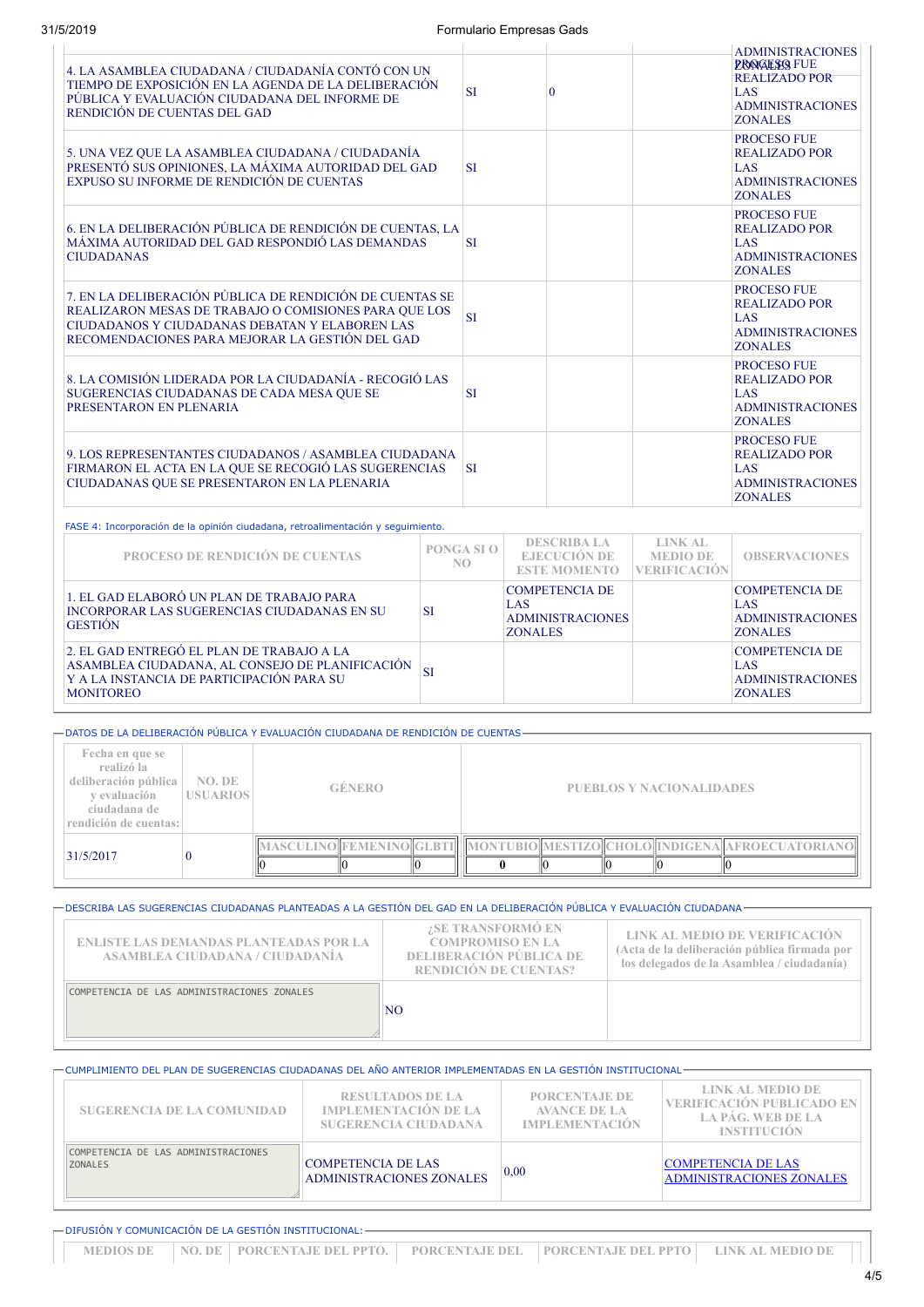| | | | | |
|---|---|---|---|---|
| | | | | ADMINISTRACIONES ZONALES |
| 4. LA ASAMBLEA CIUDADANA / CIUDADANÍA CONTÓ CON UN TIEMPO DE EXPOSICIÓN EN LA AGENDA DE LA DELIBERACIÓN PÚBLICA Y EVALUACIÓN CIUDADANA DEL INFORME DE RENDICIÓN DE CUENTAS DEL GAD | SI | 0 | | PROCESO FUE REALIZADO POR LAS ADMINISTRACIONES ZONALES |
| 5. UNA VEZ QUE LA ASAMBLEA CIUDADANA / CIUDADANÍA PRESENTÓ SUS OPINIONES, LA MÁXIMA AUTORIDAD DEL GAD EXPUSO SU INFORME DE RENDICIÓN DE CUENTAS | SI | | | PROCESO FUE REALIZADO POR LAS ADMINISTRACIONES ZONALES |
| 6. EN LA DELIBERACIÓN PÚBLICA DE RENDICIÓN DE CUENTAS, LA MÁXIMA AUTORIDAD DEL GAD RESPONDIÓ LAS DEMANDAS CIUDADANAS | SI | | | PROCESO FUE REALIZADO POR LAS ADMINISTRACIONES ZONALES |
| 7. EN LA DELIBERACIÓN PÚBLICA DE RENDICIÓN DE CUENTAS SE REALIZARON MESAS DE TRABAJO O COMISIONES PARA QUE LOS CIUDADANOS Y CIUDADANAS DEBATAN Y ELABOREN LAS RECOMENDACIONES PARA MEJORAR LA GESTIÓN DEL GAD | SI | | | PROCESO FUE REALIZADO POR LAS ADMINISTRACIONES ZONALES |
| 8. LA COMISIÓN LIDERADA POR LA CIUDADANÍA - RECOGIÓ LAS SUGERENCIAS CIUDADANAS DE CADA MESA QUE SE PRESENTARON EN PLENARIA | SI | | | PROCESO FUE REALIZADO POR LAS ADMINISTRACIONES ZONALES |
| 9. LOS REPRESENTANTES CIUDADANOS / ASAMBLEA CIUDADANA FIRMARON EL ACTA EN LA QUE SE RECOGIÓ LAS SUGERENCIAS CIUDADANAS QUE SE PRESENTARON EN LA PLENARIA | SI | | | PROCESO FUE REALIZADO POR LAS ADMINISTRACIONES ZONALES |

FASE 4: Incorporación de la opinión ciudadana, retroalimentación y seguimiento.

| PROCESO DE RENDICIÓN DE CUENTAS | PONGA SI O NO | DESCRIBA LA EJECUCIÓN DE ESTE MOMENTO | LINK AL MEDIO DE VERIFICACIÓN | OBSERVACIONES |
|---|---|---|---|---|
| 1. EL GAD ELABORÓ UN PLAN DE TRABAJO PARA INCORPORAR LAS SUGERENCIAS CIUDADANAS EN SU GESTIÓN | SI | COMPETENCIA DE LAS ADMINISTRACIONES ZONALES | | COMPETENCIA DE LAS ADMINISTRACIONES ZONALES |
| 2. EL GAD ENTREGÓ EL PLAN DE TRABAJO A LA ASAMBLEA CIUDADANA, AL CONSEJO DE PLANIFICACIÓN Y A LA INSTANCIA DE PARTICIPACIÓN PARA SU MONITOREO | SI | | | COMPETENCIA DE LAS ADMINISTRACIONES ZONALES |

DATOS DE LA DELIBERACIÓN PÚBLICA Y EVALUACIÓN CIUDADANA DE RENDICIÓN DE CUENTAS

| Fecha en que se realizó la deliberación pública y evaluación ciudadana de rendición de cuentas: | NO. DE USUARIOS | GÉNERO | | | PUEBLOS Y NACIONALIDADES | | | | |
|---|---|---|---|---|---|---|---|---|---|
| | | MASCULINO | FEMENINO | GLBTI | MONTUBIO | MESTIZO | CHOLO | INDIGENA | AFROECUATORIANO |
| 31/5/2017 | 0 | 0 | 0 | 0 | 0 | 0 | 0 | 0 | 0 |

DESCRIBA LAS SUGERENCIAS CIUDADANAS PLANTEADAS A LA GESTIÓN DEL GAD EN LA DELIBERACIÓN PÚBLICA Y EVALUACIÓN CIUDADANA

| ENLISTE LAS DEMANDAS PLANTEADAS POR LA ASAMBLEA CIUDADANA / CIUDADANÍA | ¿SE TRANSFORMÓ EN COMPROMISO EN LA DELIBERACIÓN PÚBLICA DE RENDICIÓN DE CUENTAS? | LINK AL MEDIO DE VERIFICACIÓN (Acta de la deliberación pública firmada por los delegados de la Asamblea / ciudadanía) |
|---|---|---|
| COMPETENCIA DE LAS ADMINISTRACIONES ZONALES | NO | |

CUMPLIMIENTO DEL PLAN DE SUGERENCIAS CIUDADANAS DEL AÑO ANTERIOR IMPLEMENTADAS EN LA GESTIÓN INSTITUCIONAL

| SUGERENCIA DE LA COMUNIDAD | RESULTADOS DE LA IMPLEMENTACIÓN DE LA SUGERENCIA CIUDADANA | PORCENTAJE DE AVANCE DE LA IMPLEMENTACIÓN | LINK AL MEDIO DE VERIFICACIÓN PUBLICADO EN LA PÁG. WEB DE LA INSTITUCIÓN |
|---|---|---|---|
| COMPETENCIA DE LAS ADMINISTRACIONES ZONALES | COMPETENCIA DE LAS ADMINISTRACIONES ZONALES | 0,00 | COMPETENCIA DE LAS ADMINISTRACIONES ZONALES |

DIFUSIÓN Y COMUNICACIÓN DE LA GESTIÓN INSTITUCIONAL:

| MEDIOS DE | NO. DE | PORCENTAJE DEL PPTO. | PORCENTAJE DEL | PORCENTAJE DEL PPTO | LINK AL MEDIO DE |
|---|---|---|---|---|---|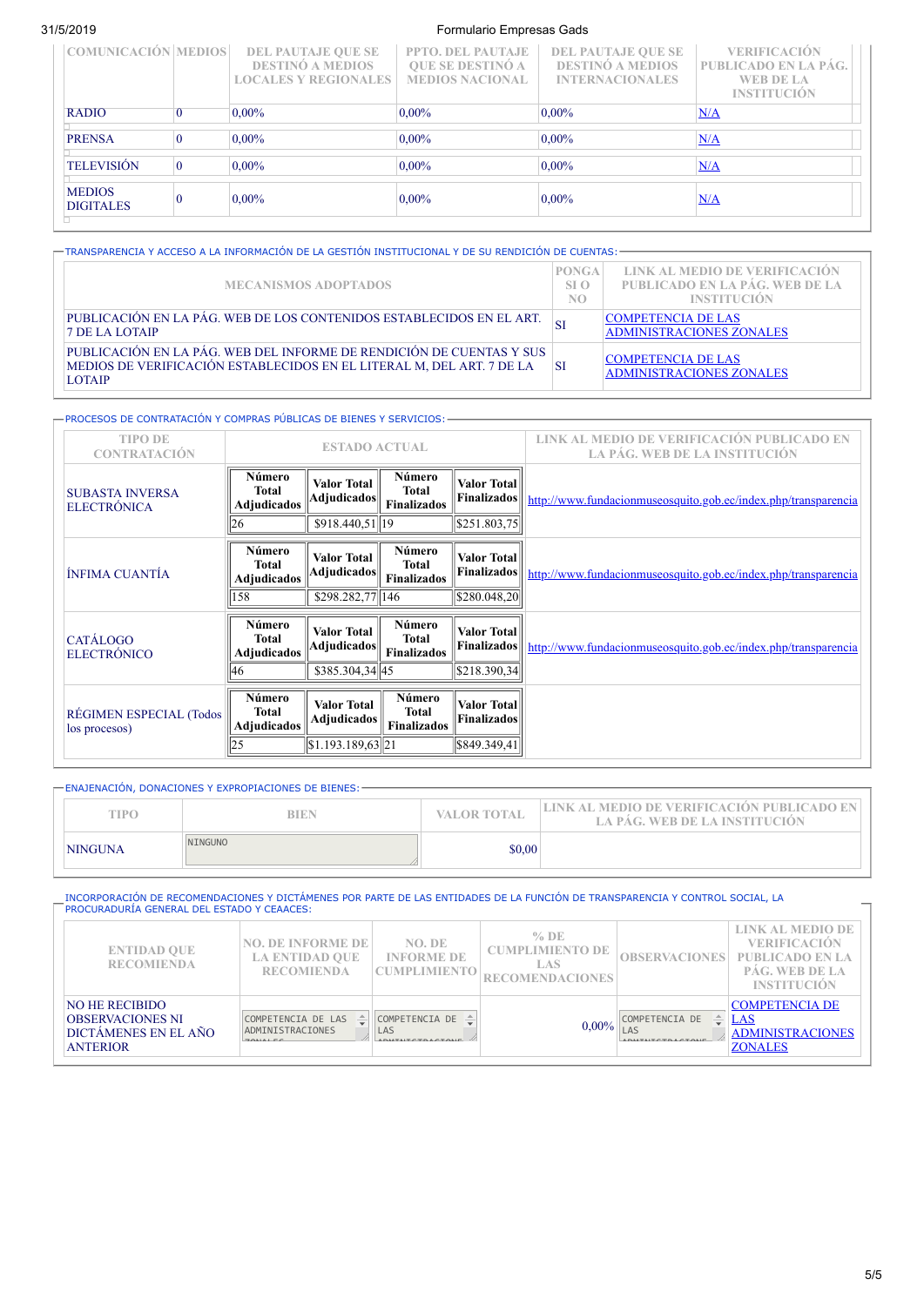| COMUNICACIÓN | MEDIOS | DEL PAUTAJE QUE SE DESTINÓ A MEDIOS LOCALES Y REGIONALES | PPTO. DEL PAUTAJE QUE SE DESTINÓ A MEDIOS NACIONAL | DEL PAUTAJE QUE SE DESTINÓ A MEDIOS INTERNACIONALES | VERIFICACIÓN PUBLICADO EN LA PÁG. WEB DE LA INSTITUCIÓN |
|---|---|---|---|---|---|
| RADIO | 0 | 0,00% | 0,00% | 0,00% | N/A |
| PRENSA | 0 | 0,00% | 0,00% | 0,00% | N/A |
| TELEVISIÓN | 0 | 0,00% | 0,00% | 0,00% | N/A |
| MEDIOS DIGITALES | 0 | 0,00% | 0,00% | 0,00% | N/A |

## TRANSPARENCIA Y ACCESO A LA INFORMACIÓN DE LA GESTIÓN INSTITUCIONAL Y DE SU RENDICIÓN DE CUENTAS:

| MECANISMOS ADOPTADOS | PONGA SI O NO | LINK AL MEDIO DE VERIFICACIÓN PUBLICADO EN LA PÁG. WEB DE LA INSTITUCIÓN |
|---|---|---|
| PUBLICACIÓN EN LA PÁG. WEB DE LOS CONTENIDOS ESTABLECIDOS EN EL ART. 7 DE LA LOTAIP | SI | COMPETENCIA DE LAS ADMINISTRACIONES ZONALES |
| PUBLICACIÓN EN LA PÁG. WEB DEL INFORME DE RENDICIÓN DE CUENTAS Y SUS MEDIOS DE VERIFICACIÓN ESTABLECIDOS EN EL LITERAL M, DEL ART. 7 DE LA LOTAIP | SI | COMPETENCIA DE LAS ADMINISTRACIONES ZONALES |

## PROCESOS DE CONTRATACIÓN Y COMPRAS PÚBLICAS DE BIENES Y SERVICIOS:

| TIPO DE CONTRATACIÓN | ESTADO ACTUAL | | | | LINK AL MEDIO DE VERIFICACIÓN PUBLICADO EN LA PÁG. WEB DE LA INSTITUCIÓN |
|---|---|---|---|---|---|
| | Número Total Adjudicados | Valor Total Adjudicados | Número Total Finalizados | Valor Total Finalizados | |
| SUBASTA INVERSA ELECTRÓNICA | 26 | $918.440,51 | 19 | $251.803,75 | http://www.fundacionmuseosquito.gob.ec/index.php/transparencia |
| ÍNFIMA CUANTÍA | 158 | $298.282,77 | 146 | $280.048,20 | http://www.fundacionmuseosquito.gob.ec/index.php/transparencia |
| CATÁLOGO ELECTRÓNICO | 46 | $385.304,34 | 45 | $218.390,34 | http://www.fundacionmuseosquito.gob.ec/index.php/transparencia |
| RÉGIMEN ESPECIAL (Todos los procesos) | 25 | $1.193.189,63 | 21 | $849.349,41 | |

## ENAJENACIÓN, DONACIONES Y EXPROPIACIONES DE BIENES:

| TIPO | BIEN | VALOR TOTAL | LINK AL MEDIO DE VERIFICACIÓN PUBLICADO EN LA PÁG. WEB DE LA INSTITUCIÓN |
|---|---|---|---|
| NINGUNA | NINGUNO | $0,00 | |

## INCORPORACIÓN DE RECOMENDACIONES Y DICTÁMENES POR PARTE DE LAS ENTIDADES DE LA FUNCIÓN DE TRANSPARENCIA Y CONTROL SOCIAL, LA PROCURADURÍA GENERAL DEL ESTADO Y CEAACES:

| ENTIDAD QUE RECOMIENDA | NO. DE INFORME DE LA ENTIDAD QUE RECOMIENDA | NO. DE INFORME DE CUMPLIMIENTO | % DE CUMPLIMIENTO DE LAS RECOMENDACIONES | OBSERVACIONES | LINK AL MEDIO DE VERIFICACIÓN PUBLICADO EN LA PÁG. WEB DE LA INSTITUCIÓN |
|---|---|---|---|---|---|
| NO HE RECIBIDO OBSERVACIONES NI DICTÁMENES EN EL AÑO ANTERIOR | COMPETENCIA DE LAS ADMINISTRACIONES ZONALES | COMPETENCIA DE LAS ADMINISTRACIONES | 0,00% | COMPETENCIA DE LAS ADMINISTRACIONES | COMPETENCIA DE LAS ADMINISTRACIONES ZONALES |